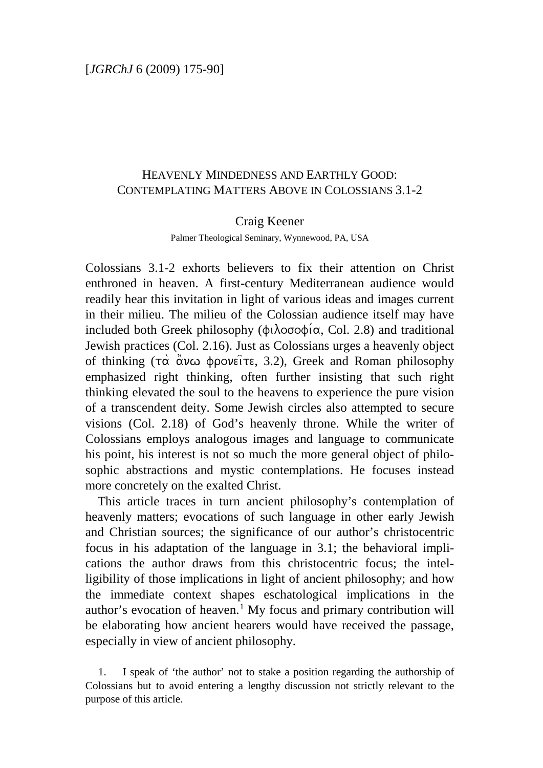[*JGRChJ* 6 (2009) 175-90]

# Heavenly Mindedness and Earthly Good: Contemplating Matters Above in Colossians 3.1-2

Craig Keener

Palmer Theological Seminary, Wynnewood, PA, USA

Colossians 3.1-2 exhorts believers to fix their attention on Christ enthroned in heaven. A first-century Mediterranean audience would readily hear this invitation in light of various ideas and images current in their milieu. The milieu of the Colossian audience itself may have included both Greek philosophy (φιλοσοφία, Col. 2.8) and traditional Jewish practices (Col. 2.16). Just as Colossians urges a heavenly object of thinking (τὰ ἄνω φρονεῖτε, 3.2), Greek and Roman philosophy emphasized right thinking, often further insisting that such right thinking elevated the soul to the heavens to experience the pure vision of a transcendent deity. Some Jewish circles also attempted to secure visions (Col. 2.18) of God's heavenly throne. While the writer of Colossians employs analogous images and language to communicate his point, his interest is not so much the more general object of philosophic abstractions and mystic contemplations. He focuses instead more concretely on the exalted Christ.

This article traces in turn ancient philosophy's contemplation of heavenly matters; evocations of such language in other early Jewish and Christian sources; the significance of our author's christocentric focus in his adaptation of the language in 3.1; the behavioral implications the author draws from this christocentric focus; the intelligibility of those implications in light of ancient philosophy; and how the immediate context shapes eschatological implications in the author's evocation of heaven.[1] My focus and primary contribution will be elaborating how ancient hearers would have received the passage, especially in view of ancient philosophy.

1. I speak of 'the author' not to stake a position regarding the authorship of Colossians but to avoid entering a lengthy discussion not strictly relevant to the purpose of this article.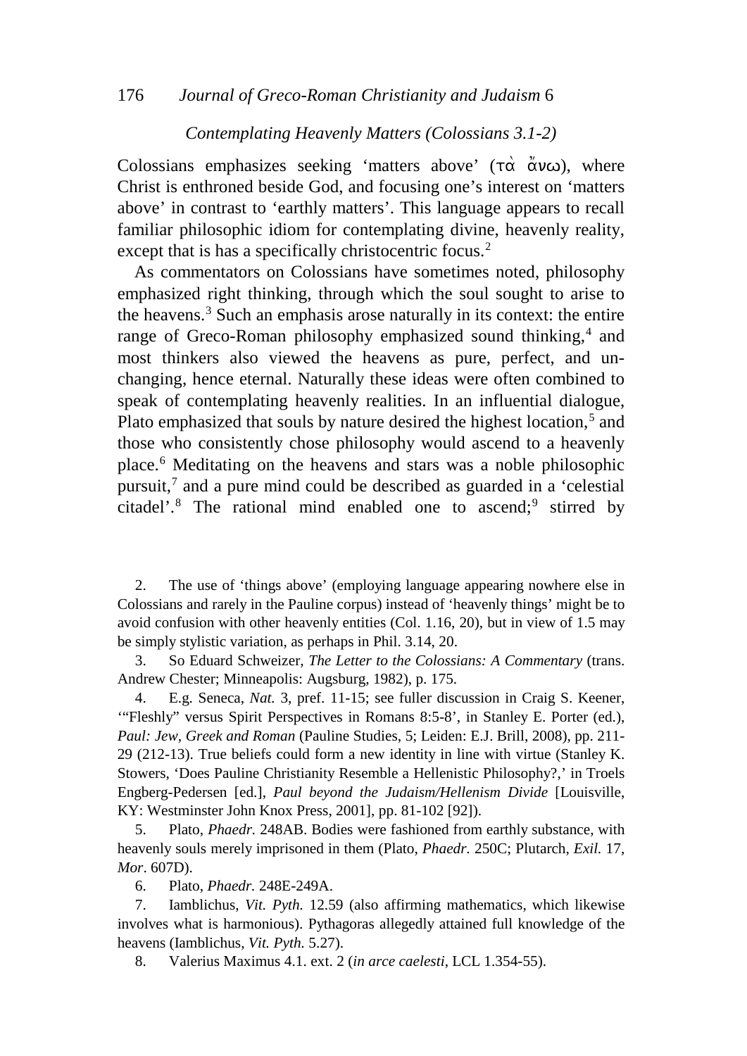*Contemplating Heavenly Matters (Colossians 3.1-2)*

Colossians emphasizes seeking 'matters above' (τὰ ἄνω), where Christ is enthroned beside God, and focusing one's interest on 'matters above' in contrast to 'earthly matters'. This language appears to recall familiar philosophic idiom for contemplating divine, heavenly reality, except that is has a specifically christocentric focus.[2]

As commentators on Colossians have sometimes noted, philosophy emphasized right thinking, through which the soul sought to arise to the heavens.[3] Such an emphasis arose naturally in its context: the entire range of Greco-Roman philosophy emphasized sound thinking,[4] and most thinkers also viewed the heavens as pure, perfect, and unchanging, hence eternal. Naturally these ideas were often combined to speak of contemplating heavenly realities. In an influential dialogue, Plato emphasized that souls by nature desired the highest location,[5] and those who consistently chose philosophy would ascend to a heavenly place.[6] Meditating on the heavens and stars was a noble philosophic pursuit,[7] and a pure mind could be described as guarded in a 'celestial citadel'.[8] The rational mind enabled one to ascend;[9] stirred by

2. The use of 'things above' (employing language appearing nowhere else in Colossians and rarely in the Pauline corpus) instead of 'heavenly things' might be to avoid confusion with other heavenly entities (Col. 1.16, 20), but in view of 1.5 may be simply stylistic variation, as perhaps in Phil. 3.14, 20.

3. So Eduard Schweizer, *The Letter to the Colossians: A Commentary* (trans. Andrew Chester; Minneapolis: Augsburg, 1982), p. 175.

4. E.g. Seneca, *Nat.* 3, pref. 11-15; see fuller discussion in Craig S. Keener, '"Fleshly" versus Spirit Perspectives in Romans 8:5-8', in Stanley E. Porter (ed.), *Paul: Jew, Greek and Roman* (Pauline Studies, 5; Leiden: E.J. Brill, 2008), pp. 211-29 (212-13). True beliefs could form a new identity in line with virtue (Stanley K. Stowers, 'Does Pauline Christianity Resemble a Hellenistic Philosophy?,' in Troels Engberg-Pedersen [ed.], *Paul beyond the Judaism/Hellenism Divide* [Louisville, KY: Westminster John Knox Press, 2001], pp. 81-102 [92]).

5. Plato, *Phaedr.* 248AB. Bodies were fashioned from earthly substance, with heavenly souls merely imprisoned in them (Plato, *Phaedr.* 250C; Plutarch, *Exil.* 17, *Mor*. 607D).

6. Plato, *Phaedr.* 248E-249A.

7. Iamblichus, *Vit. Pyth.* 12.59 (also affirming mathematics, which likewise involves what is harmonious). Pythagoras allegedly attained full knowledge of the heavens (Iamblichus, *Vit. Pyth.* 5.27).

8. Valerius Maximus 4.1. ext. 2 (*in arce caelesti*, LCL 1.354-55).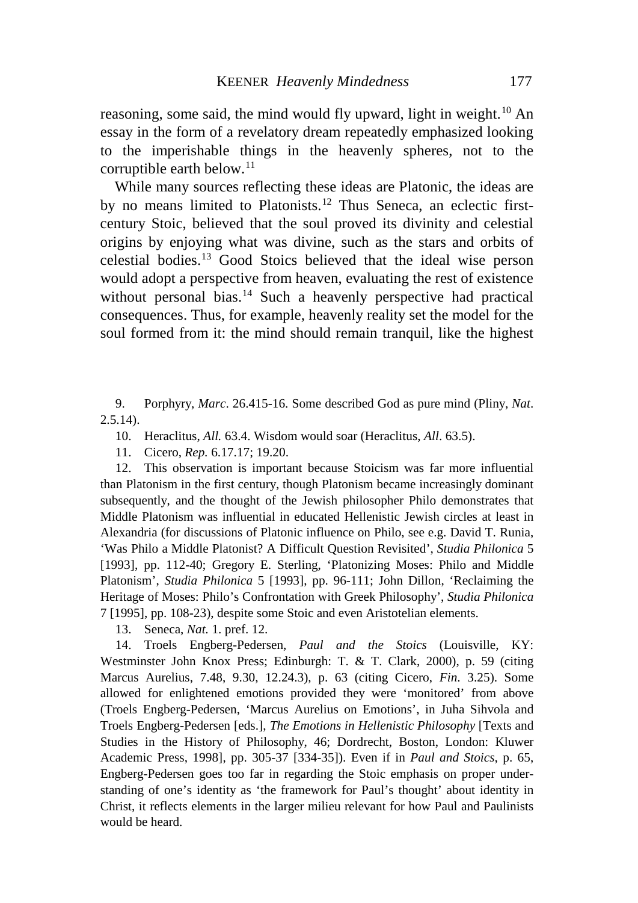reasoning, some said, the mind would fly upward, light in weight.[10] An essay in the form of a revelatory dream repeatedly emphasized looking to the imperishable things in the heavenly spheres, not to the corruptible earth below.[11]

While many sources reflecting these ideas are Platonic, the ideas are by no means limited to Platonists.[12] Thus Seneca, an eclectic first-century Stoic, believed that the soul proved its divinity and celestial origins by enjoying what was divine, such as the stars and orbits of celestial bodies.[13] Good Stoics believed that the ideal wise person would adopt a perspective from heaven, evaluating the rest of existence without personal bias.[14] Such a heavenly perspective had practical consequences. Thus, for example, heavenly reality set the model for the soul formed from it: the mind should remain tranquil, like the highest

9. Porphyry, *Marc*. 26.415-16. Some described God as pure mind (Pliny, *Nat*. 2.5.14).

10. Heraclitus, *All.* 63.4. Wisdom would soar (Heraclitus, *All*. 63.5).

11. Cicero, *Rep.* 6.17.17; 19.20.

12. This observation is important because Stoicism was far more influential than Platonism in the first century, though Platonism became increasingly dominant subsequently, and the thought of the Jewish philosopher Philo demonstrates that Middle Platonism was influential in educated Hellenistic Jewish circles at least in Alexandria (for discussions of Platonic influence on Philo, see e.g. David T. Runia, 'Was Philo a Middle Platonist? A Difficult Question Revisited', *Studia Philonica* 5 [1993], pp. 112-40; Gregory E. Sterling, 'Platonizing Moses: Philo and Middle Platonism', *Studia Philonica* 5 [1993], pp. 96-111; John Dillon, 'Reclaiming the Heritage of Moses: Philo's Confrontation with Greek Philosophy', *Studia Philonica* 7 [1995], pp. 108-23), despite some Stoic and even Aristotelian elements.

13. Seneca, *Nat.* 1. pref. 12.

14. Troels Engberg-Pedersen, *Paul and the Stoics* (Louisville, KY: Westminster John Knox Press; Edinburgh: T. & T. Clark, 2000), p. 59 (citing Marcus Aurelius, 7.48, 9.30, 12.24.3), p. 63 (citing Cicero, *Fin*. 3.25). Some allowed for enlightened emotions provided they were 'monitored' from above (Troels Engberg-Pedersen, 'Marcus Aurelius on Emotions', in Juha Sihvola and Troels Engberg-Pedersen [eds.], *The Emotions in Hellenistic Philosophy* [Texts and Studies in the History of Philosophy, 46; Dordrecht, Boston, London: Kluwer Academic Press, 1998], pp. 305-37 [334-35]). Even if in *Paul and Stoics*, p. 65, Engberg-Pedersen goes too far in regarding the Stoic emphasis on proper understanding of one's identity as 'the framework for Paul's thought' about identity in Christ, it reflects elements in the larger milieu relevant for how Paul and Paulinists would be heard.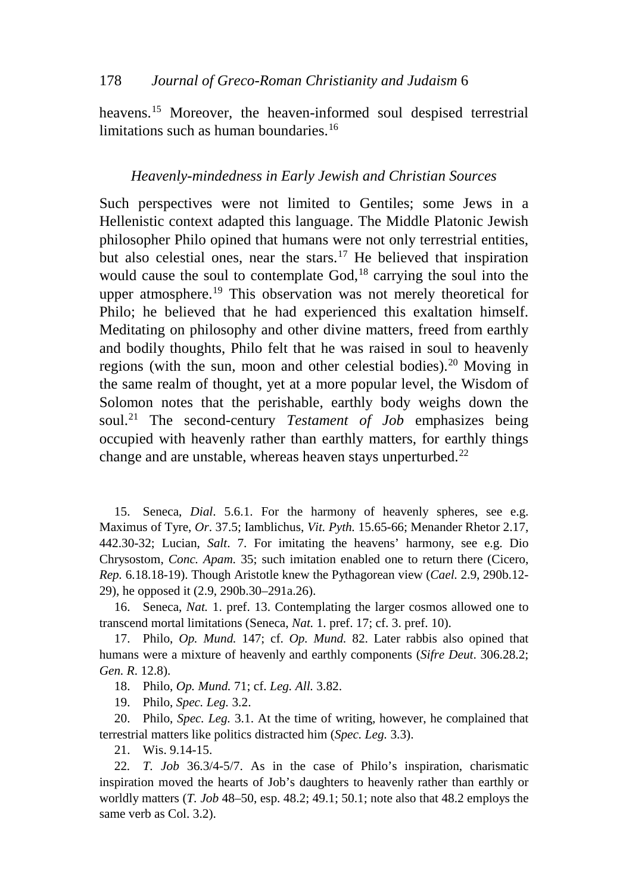heavens.[15] Moreover, the heaven-informed soul despised terrestrial limitations such as human boundaries.[16]

### *Heavenly-mindedness in Early Jewish and Christian Sources*

Such perspectives were not limited to Gentiles; some Jews in a Hellenistic context adapted this language. The Middle Platonic Jewish philosopher Philo opined that humans were not only terrestrial entities, but also celestial ones, near the stars.[17] He believed that inspiration would cause the soul to contemplate God,[18] carrying the soul into the upper atmosphere.[19] This observation was not merely theoretical for Philo; he believed that he had experienced this exaltation himself. Meditating on philosophy and other divine matters, freed from earthly and bodily thoughts, Philo felt that he was raised in soul to heavenly regions (with the sun, moon and other celestial bodies).[20] Moving in the same realm of thought, yet at a more popular level, the Wisdom of Solomon notes that the perishable, earthly body weighs down the soul.[21] The second-century *Testament of Job* emphasizes being occupied with heavenly rather than earthly matters, for earthly things change and are unstable, whereas heaven stays unperturbed.[22]

15. Seneca, *Dial*. 5.6.1. For the harmony of heavenly spheres, see e.g. Maximus of Tyre, *Or*. 37.5; Iamblichus, *Vit. Pyth.* 15.65-66; Menander Rhetor 2.17, 442.30-32; Lucian, *Salt*. 7. For imitating the heavens' harmony, see e.g. Dio Chrysostom, *Conc. Apam.* 35; such imitation enabled one to return there (Cicero, *Rep.* 6.18.18-19). Though Aristotle knew the Pythagorean view (*Cael.* 2.9, 290b.12-29), he opposed it (2.9, 290b.30–291a.26).

16. Seneca, *Nat.* 1. pref. 13. Contemplating the larger cosmos allowed one to transcend mortal limitations (Seneca, *Nat.* 1. pref. 17; cf. 3. pref. 10).

17. Philo, *Op. Mund.* 147; cf. *Op. Mund.* 82. Later rabbis also opined that humans were a mixture of heavenly and earthly components (*Sifre Deut*. 306.28.2; *Gen. R*. 12.8).

18. Philo, *Op. Mund.* 71; cf. *Leg. All.* 3.82.

19. Philo, *Spec. Leg.* 3.2.

20. Philo, *Spec. Leg.* 3.1. At the time of writing, however, he complained that terrestrial matters like politics distracted him (*Spec. Leg.* 3.3).

21. Wis. 9.14-15.

22. *T. Job* 36.3/4-5/7. As in the case of Philo's inspiration, charismatic inspiration moved the hearts of Job's daughters to heavenly rather than earthly or worldly matters (*T. Job* 48–50, esp. 48.2; 49.1; 50.1; note also that 48.2 employs the same verb as Col. 3.2).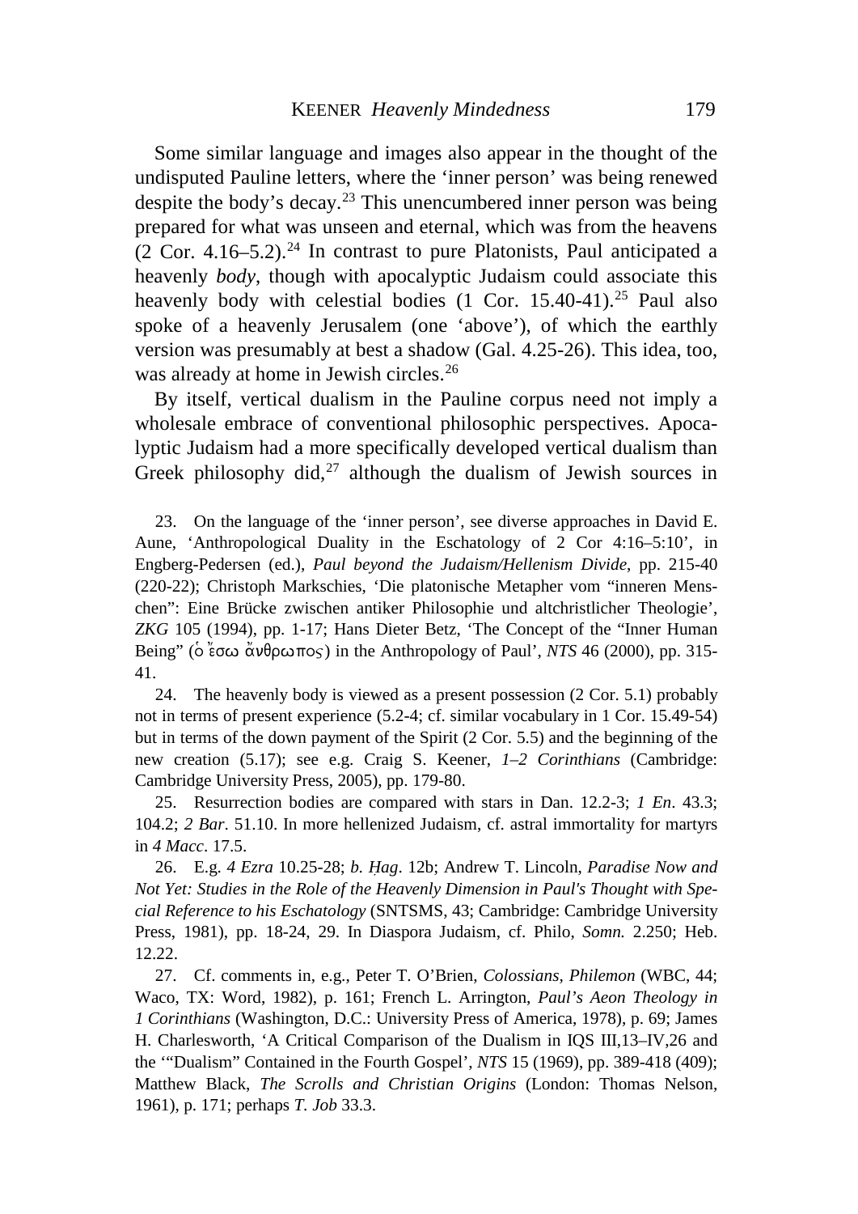Some similar language and images also appear in the thought of the undisputed Pauline letters, where the 'inner person' was being renewed despite the body's decay.[23] This unencumbered inner person was being prepared for what was unseen and eternal, which was from the heavens (2 Cor. 4.16–5.2).[24] In contrast to pure Platonists, Paul anticipated a heavenly *body*, though with apocalyptic Judaism could associate this heavenly body with celestial bodies (1 Cor. 15.40-41).[25] Paul also spoke of a heavenly Jerusalem (one 'above'), of which the earthly version was presumably at best a shadow (Gal. 4.25-26). This idea, too, was already at home in Jewish circles.[26]

By itself, vertical dualism in the Pauline corpus need not imply a wholesale embrace of conventional philosophic perspectives. Apocalyptic Judaism had a more specifically developed vertical dualism than Greek philosophy did,[27] although the dualism of Jewish sources in

23. On the language of the 'inner person', see diverse approaches in David E. Aune, 'Anthropological Duality in the Eschatology of 2 Cor 4:16–5:10', in Engberg-Pedersen (ed.), *Paul beyond the Judaism/Hellenism Divide*, pp. 215-40 (220-22); Christoph Markschies, 'Die platonische Metapher vom "inneren Menschen": Eine Brücke zwischen antiker Philosophie und altchristlicher Theologie', *ZKG* 105 (1994), pp. 1-17; Hans Dieter Betz, 'The Concept of the "Inner Human Being" (ὁ ἔσω ἄνθρωπος) in the Anthropology of Paul', *NTS* 46 (2000), pp. 315-41.

24. The heavenly body is viewed as a present possession (2 Cor. 5.1) probably not in terms of present experience (5.2-4; cf. similar vocabulary in 1 Cor. 15.49-54) but in terms of the down payment of the Spirit (2 Cor. 5.5) and the beginning of the new creation (5.17); see e.g. Craig S. Keener, *1–2 Corinthians* (Cambridge: Cambridge University Press, 2005), pp. 179-80.

25. Resurrection bodies are compared with stars in Dan. 12.2-3; *1 En*. 43.3; 104.2; *2 Bar*. 51.10. In more hellenized Judaism, cf. astral immortality for martyrs in *4 Macc*. 17.5.

26. E.g. *4 Ezra* 10.25-28; *b. Ḥag*. 12b; Andrew T. Lincoln, *Paradise Now and Not Yet: Studies in the Role of the Heavenly Dimension in Paul's Thought with Special Reference to his Eschatology* (SNTSMS, 43; Cambridge: Cambridge University Press, 1981), pp. 18-24, 29. In Diaspora Judaism, cf. Philo, *Somn.* 2.250; Heb. 12.22.

27. Cf. comments in, e.g., Peter T. O'Brien, *Colossians, Philemon* (WBC, 44; Waco, TX: Word, 1982), p. 161; French L. Arrington, *Paul's Aeon Theology in 1 Corinthians* (Washington, D.C.: University Press of America, 1978), p. 69; James H. Charlesworth, 'A Critical Comparison of the Dualism in IQS III,13–IV,26 and the '"Dualism" Contained in the Fourth Gospel', *NTS* 15 (1969), pp. 389-418 (409); Matthew Black, *The Scrolls and Christian Origins* (London: Thomas Nelson, 1961), p. 171; perhaps *T. Job* 33.3.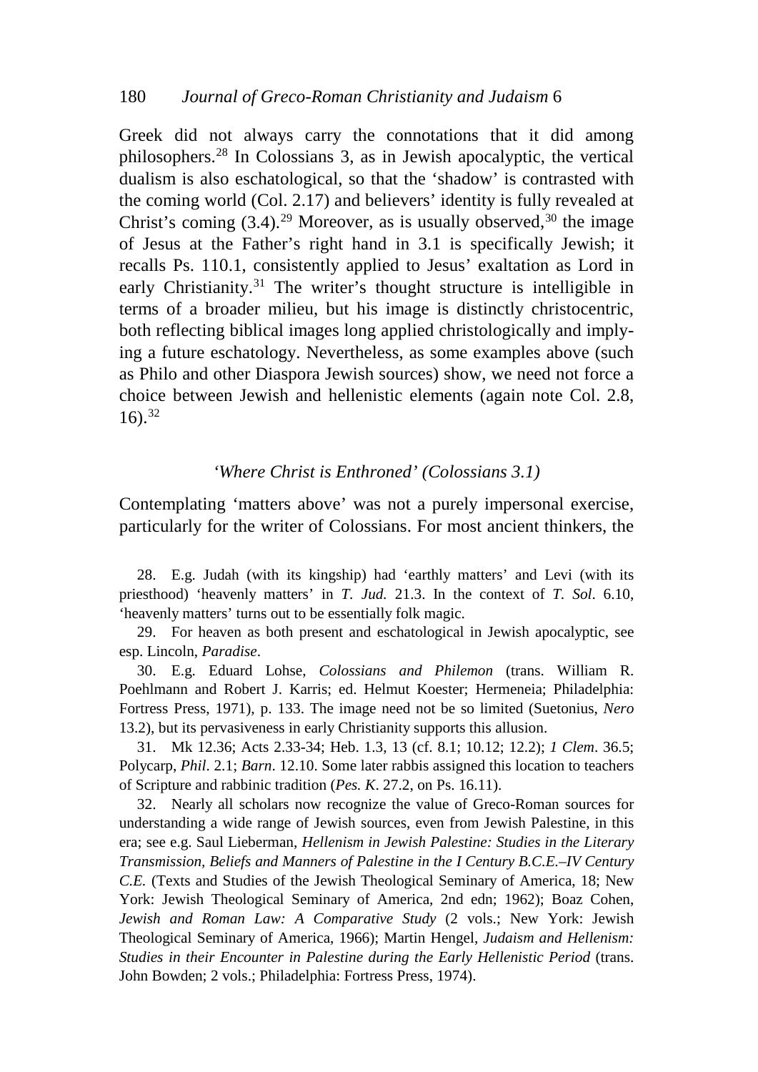Greek did not always carry the connotations that it did among philosophers.[28] In Colossians 3, as in Jewish apocalyptic, the vertical dualism is also eschatological, so that the 'shadow' is contrasted with the coming world (Col. 2.17) and believers' identity is fully revealed at Christ's coming (3.4).[29] Moreover, as is usually observed,[30] the image of Jesus at the Father's right hand in 3.1 is specifically Jewish; it recalls Ps. 110.1, consistently applied to Jesus' exaltation as Lord in early Christianity.[31] The writer's thought structure is intelligible in terms of a broader milieu, but his image is distinctly christocentric, both reflecting biblical images long applied christologically and implying a future eschatology. Nevertheless, as some examples above (such as Philo and other Diaspora Jewish sources) show, we need not force a choice between Jewish and hellenistic elements (again note Col. 2.8, 16).[32]

### *'Where Christ is Enthroned' (Colossians 3.1)*

Contemplating 'matters above' was not a purely impersonal exercise, particularly for the writer of Colossians. For most ancient thinkers, the

28. E.g. Judah (with its kingship) had 'earthly matters' and Levi (with its priesthood) 'heavenly matters' in *T. Jud.* 21.3. In the context of *T. Sol*. 6.10, 'heavenly matters' turns out to be essentially folk magic.

29. For heaven as both present and eschatological in Jewish apocalyptic, see esp. Lincoln, *Paradise*.

30. E.g. Eduard Lohse, *Colossians and Philemon* (trans. William R. Poehlmann and Robert J. Karris; ed. Helmut Koester; Hermeneia; Philadelphia: Fortress Press, 1971), p. 133. The image need not be so limited (Suetonius, *Nero* 13.2), but its pervasiveness in early Christianity supports this allusion.

31. Mk 12.36; Acts 2.33-34; Heb. 1.3, 13 (cf. 8.1; 10.12; 12.2); *1 Clem*. 36.5; Polycarp, *Phil*. 2.1; *Barn*. 12.10. Some later rabbis assigned this location to teachers of Scripture and rabbinic tradition (*Pes. K*. 27.2, on Ps. 16.11).

32. Nearly all scholars now recognize the value of Greco-Roman sources for understanding a wide range of Jewish sources, even from Jewish Palestine, in this era; see e.g. Saul Lieberman, *Hellenism in Jewish Palestine: Studies in the Literary Transmission, Beliefs and Manners of Palestine in the I Century B.C.E.–IV Century C.E.* (Texts and Studies of the Jewish Theological Seminary of America, 18; New York: Jewish Theological Seminary of America, 2nd edn; 1962); Boaz Cohen, *Jewish and Roman Law: A Comparative Study* (2 vols.; New York: Jewish Theological Seminary of America, 1966); Martin Hengel, *Judaism and Hellenism: Studies in their Encounter in Palestine during the Early Hellenistic Period* (trans. John Bowden; 2 vols.; Philadelphia: Fortress Press, 1974).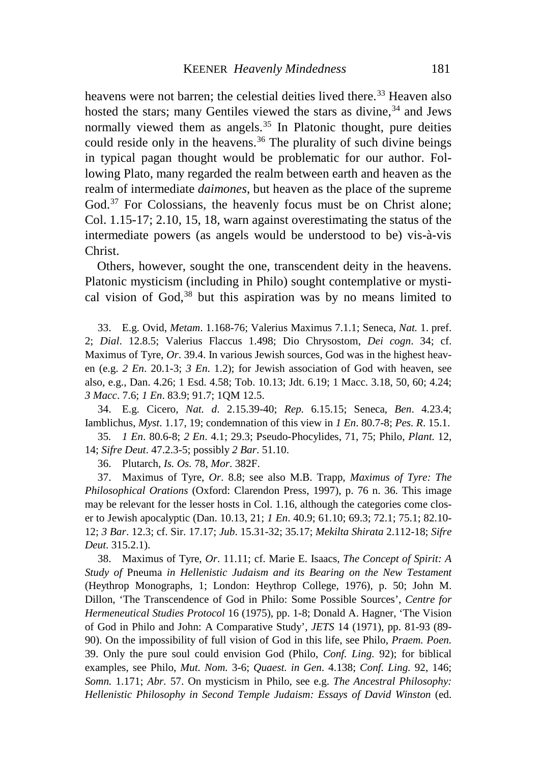heavens were not barren; the celestial deities lived there.[33] Heaven also hosted the stars; many Gentiles viewed the stars as divine,[34] and Jews normally viewed them as angels.[35] In Platonic thought, pure deities could reside only in the heavens.[36] The plurality of such divine beings in typical pagan thought would be problematic for our author. Following Plato, many regarded the realm between earth and heaven as the realm of intermediate *daimones*, but heaven as the place of the supreme God.[37] For Colossians, the heavenly focus must be on Christ alone; Col. 1.15-17; 2.10, 15, 18, warn against overestimating the status of the intermediate powers (as angels would be understood to be) vis-à-vis Christ.

Others, however, sought the one, transcendent deity in the heavens. Platonic mysticism (including in Philo) sought contemplative or mystical vision of God,[38] but this aspiration was by no means limited to

33. E.g. Ovid, *Metam*. 1.168-76; Valerius Maximus 7.1.1; Seneca, *Nat.* 1. pref. 2; *Dial*. 12.8.5; Valerius Flaccus 1.498; Dio Chrysostom, *Dei cogn*. 34; cf. Maximus of Tyre, *Or*. 39.4. In various Jewish sources, God was in the highest heaven (e.g. *2 En*. 20.1-3; *3 En*. 1.2); for Jewish association of God with heaven, see also, e.g., Dan. 4.26; 1 Esd. 4.58; Tob. 10.13; Jdt. 6.19; 1 Macc. 3.18, 50, 60; 4.24; *3 Macc*. 7.6; *1 En*. 83.9; 91.7; 1QM 12.5.

34. E.g. Cicero, *Nat. d*. 2.15.39-40; *Rep.* 6.15.15; Seneca, *Ben*. 4.23.4; Iamblichus, *Myst*. 1.17, 19; condemnation of this view in *1 En*. 80.7-8; *Pes. R*. 15.1.

35. *1 En*. 80.6-8; *2 En*. 4.1; 29.3; Pseudo-Phocylides, 71, 75; Philo, *Plant.* 12, 14; *Sifre Deut*. 47.2.3-5; possibly *2 Bar*. 51.10.

36. Plutarch, *Is. Os*. 78, *Mor*. 382F.

37. Maximus of Tyre, *Or*. 8.8; see also M.B. Trapp, *Maximus of Tyre: The Philosophical Orations* (Oxford: Clarendon Press, 1997), p. 76 n. 36. This image may be relevant for the lesser hosts in Col. 1.16, although the categories come closer to Jewish apocalyptic (Dan. 10.13, 21; *1 En*. 40.9; 61.10; 69.3; 72.1; 75.1; 82.10-12; *3 Bar*. 12.3; cf. Sir. 17.17; *Jub*. 15.31-32; 35.17; *Mekilta Shirata* 2.112-18; *Sifre Deut*. 315.2.1).

38. Maximus of Tyre, *Or*. 11.11; cf. Marie E. Isaacs, *The Concept of Spirit: A Study of* Pneuma *in Hellenistic Judaism and its Bearing on the New Testament* (Heythrop Monographs, 1; London: Heythrop College, 1976), p. 50; John M. Dillon, 'The Transcendence of God in Philo: Some Possible Sources', *Centre for Hermeneutical Studies Protocol* 16 (1975), pp. 1-8; Donald A. Hagner, 'The Vision of God in Philo and John: A Comparative Study', *JETS* 14 (1971), pp. 81-93 (89-90). On the impossibility of full vision of God in this life, see Philo, *Praem. Poen.* 39. Only the pure soul could envision God (Philo, *Conf. Ling.* 92); for biblical examples, see Philo, *Mut. Nom.* 3-6; *Quaest. in Gen*. 4.138; *Conf. Ling.* 92, 146; *Somn.* 1.171; *Abr.* 57. On mysticism in Philo, see e.g. *The Ancestral Philosophy: Hellenistic Philosophy in Second Temple Judaism: Essays of David Winston* (ed.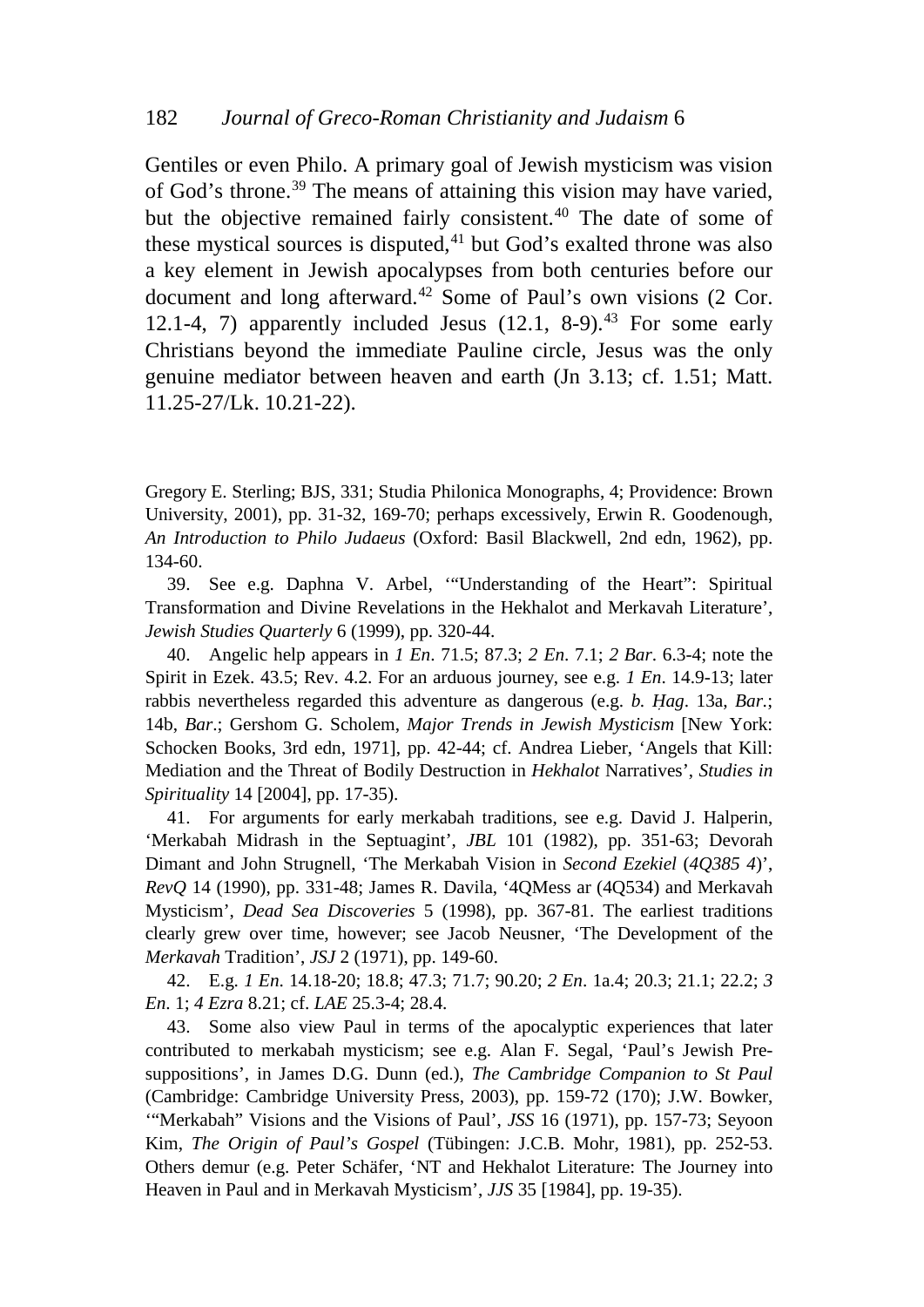Gentiles or even Philo. A primary goal of Jewish mysticism was vision of God's throne.[39] The means of attaining this vision may have varied, but the objective remained fairly consistent.[40] The date of some of these mystical sources is disputed,[41] but God's exalted throne was also a key element in Jewish apocalypses from both centuries before our document and long afterward.[42] Some of Paul's own visions (2 Cor. 12.1-4, 7) apparently included Jesus (12.1, 8-9).[43] For some early Christians beyond the immediate Pauline circle, Jesus was the only genuine mediator between heaven and earth (Jn 3.13; cf. 1.51; Matt. 11.25-27/Lk. 10.21-22).

Gregory E. Sterling; BJS, 331; Studia Philonica Monographs, 4; Providence: Brown University, 2001), pp. 31-32, 169-70; perhaps excessively, Erwin R. Goodenough, *An Introduction to Philo Judaeus* (Oxford: Basil Blackwell, 2nd edn, 1962), pp. 134-60.

39. See e.g. Daphna V. Arbel, '"Understanding of the Heart": Spiritual Transformation and Divine Revelations in the Hekhalot and Merkavah Literature', *Jewish Studies Quarterly* 6 (1999), pp. 320-44.

40. Angelic help appears in *1 En*. 71.5; 87.3; *2 En*. 7.1; *2 Bar*. 6.3-4; note the Spirit in Ezek. 43.5; Rev. 4.2. For an arduous journey, see e.g. *1 En*. 14.9-13; later rabbis nevertheless regarded this adventure as dangerous (e.g. *b. Ḥag*. 13a, *Bar*.; 14b, *Bar*.; Gershom G. Scholem, *Major Trends in Jewish Mysticism* [New York: Schocken Books, 3rd edn, 1971], pp. 42-44; cf. Andrea Lieber, 'Angels that Kill: Mediation and the Threat of Bodily Destruction in *Hekhalot* Narratives', *Studies in Spirituality* 14 [2004], pp. 17-35).

41. For arguments for early merkabah traditions, see e.g. David J. Halperin, 'Merkabah Midrash in the Septuagint', *JBL* 101 (1982), pp. 351-63; Devorah Dimant and John Strugnell, 'The Merkabah Vision in *Second Ezekiel* (*4Q385 4*)', *RevQ* 14 (1990), pp. 331-48; James R. Davila, '4QMess ar (4Q534) and Merkavah Mysticism', *Dead Sea Discoveries* 5 (1998), pp. 367-81. The earliest traditions clearly grew over time, however; see Jacob Neusner, 'The Development of the *Merkavah* Tradition', *JSJ* 2 (1971), pp. 149-60.

42. E.g. *1 En*. 14.18-20; 18.8; 47.3; 71.7; 90.20; *2 En*. 1a.4; 20.3; 21.1; 22.2; *3 En*. 1; *4 Ezra* 8.21; cf. *LAE* 25.3-4; 28.4.

43. Some also view Paul in terms of the apocalyptic experiences that later contributed to merkabah mysticism; see e.g. Alan F. Segal, 'Paul's Jewish Presuppositions', in James D.G. Dunn (ed.), *The Cambridge Companion to St Paul* (Cambridge: Cambridge University Press, 2003), pp. 159-72 (170); J.W. Bowker, '"Merkabah" Visions and the Visions of Paul', *JSS* 16 (1971), pp. 157-73; Seyoon Kim, *The Origin of Paul's Gospel* (Tübingen: J.C.B. Mohr, 1981), pp. 252-53. Others demur (e.g. Peter Schäfer, 'NT and Hekhalot Literature: The Journey into Heaven in Paul and in Merkavah Mysticism', *JJS* 35 [1984], pp. 19-35).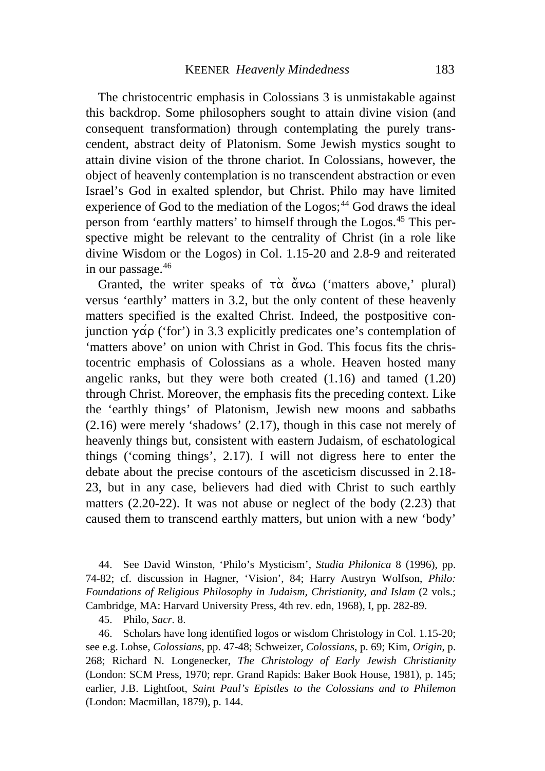The christocentric emphasis in Colossians 3 is unmistakable against this backdrop. Some philosophers sought to attain divine vision (and consequent transformation) through contemplating the purely transcendent, abstract deity of Platonism. Some Jewish mystics sought to attain divine vision of the throne chariot. In Colossians, however, the object of heavenly contemplation is no transcendent abstraction or even Israel's God in exalted splendor, but Christ. Philo may have limited experience of God to the mediation of the Logos;[44] God draws the ideal person from 'earthly matters' to himself through the Logos.[45] This perspective might be relevant to the centrality of Christ (in a role like divine Wisdom or the Logos) in Col. 1.15-20 and 2.8-9 and reiterated in our passage.[46]

Granted, the writer speaks of τὰ ἄνω ('matters above,' plural) versus 'earthly' matters in 3.2, but the only content of these heavenly matters specified is the exalted Christ. Indeed, the postpositive conjunction γάρ ('for') in 3.3 explicitly predicates one's contemplation of 'matters above' on union with Christ in God. This focus fits the christocentric emphasis of Colossians as a whole. Heaven hosted many angelic ranks, but they were both created (1.16) and tamed (1.20) through Christ. Moreover, the emphasis fits the preceding context. Like the 'earthly things' of Platonism, Jewish new moons and sabbaths (2.16) were merely 'shadows' (2.17), though in this case not merely of heavenly things but, consistent with eastern Judaism, of eschatological things ('coming things', 2.17). I will not digress here to enter the debate about the precise contours of the asceticism discussed in 2.18-23, but in any case, believers had died with Christ to such earthly matters (2.20-22). It was not abuse or neglect of the body (2.23) that caused them to transcend earthly matters, but union with a new 'body'

44. See David Winston, 'Philo's Mysticism', *Studia Philonica* 8 (1996), pp. 74-82; cf. discussion in Hagner, 'Vision', 84; Harry Austryn Wolfson, *Philo: Foundations of Religious Philosophy in Judaism, Christianity, and Islam* (2 vols.; Cambridge, MA: Harvard University Press, 4th rev. edn, 1968), I, pp. 282-89.

45. Philo, *Sacr.* 8.

46. Scholars have long identified logos or wisdom Christology in Col. 1.15-20; see e.g. Lohse, *Colossians*, pp. 47-48; Schweizer, *Colossians*, p. 69; Kim, *Origin*, p. 268; Richard N. Longenecker, *The Christology of Early Jewish Christianity* (London: SCM Press, 1970; repr. Grand Rapids: Baker Book House, 1981), p. 145; earlier, J.B. Lightfoot, *Saint Paul's Epistles to the Colossians and to Philemon* (London: Macmillan, 1879), p. 144.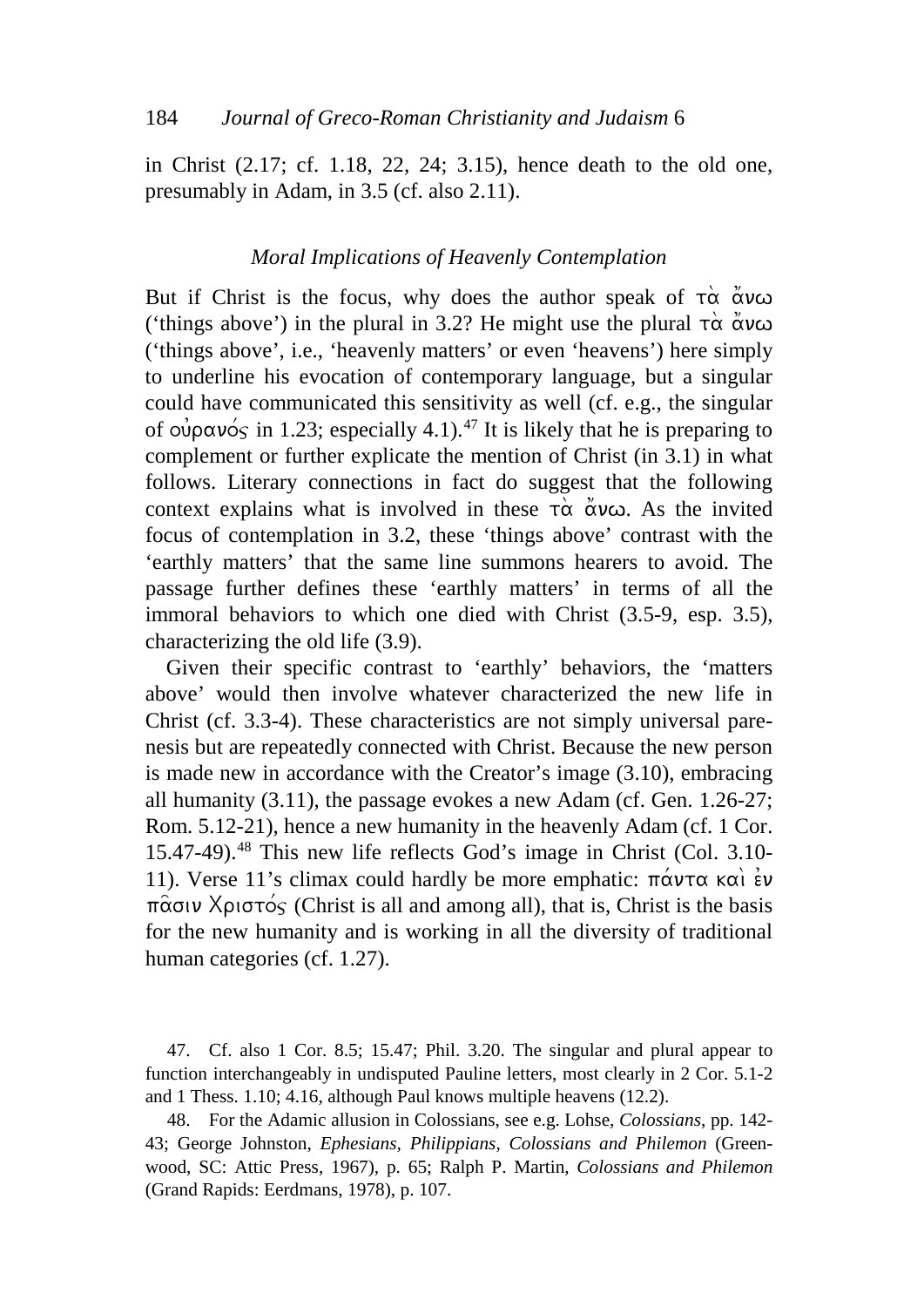in Christ (2.17; cf. 1.18, 22, 24; 3.15), hence death to the old one, presumably in Adam, in 3.5 (cf. also 2.11).

### *Moral Implications of Heavenly Contemplation*

But if Christ is the focus, why does the author speak of τὰ ἄνω ('things above') in the plural in 3.2? He might use the plural τὰ ἄνω ('things above', i.e., 'heavenly matters' or even 'heavens') here simply to underline his evocation of contemporary language, but a singular could have communicated this sensitivity as well (cf. e.g., the singular of οὐρανός in 1.23; especially 4.1).[47] It is likely that he is preparing to complement or further explicate the mention of Christ (in 3.1) in what follows. Literary connections in fact do suggest that the following context explains what is involved in these τὰ ἄνω. As the invited focus of contemplation in 3.2, these 'things above' contrast with the 'earthly matters' that the same line summons hearers to avoid. The passage further defines these 'earthly matters' in terms of all the immoral behaviors to which one died with Christ (3.5-9, esp. 3.5), characterizing the old life (3.9).

Given their specific contrast to 'earthly' behaviors, the 'matters above' would then involve whatever characterized the new life in Christ (cf. 3.3-4). These characteristics are not simply universal parenesis but are repeatedly connected with Christ. Because the new person is made new in accordance with the Creator's image (3.10), embracing all humanity (3.11), the passage evokes a new Adam (cf. Gen. 1.26-27; Rom. 5.12-21), hence a new humanity in the heavenly Adam (cf. 1 Cor. 15.47-49).[48] This new life reflects God's image in Christ (Col. 3.10-11). Verse 11's climax could hardly be more emphatic: πάντα καὶ ἐν πᾶσιν Χριστός (Christ is all and among all), that is, Christ is the basis for the new humanity and is working in all the diversity of traditional human categories (cf. 1.27).

47. Cf. also 1 Cor. 8.5; 15.47; Phil. 3.20. The singular and plural appear to function interchangeably in undisputed Pauline letters, most clearly in 2 Cor. 5.1-2 and 1 Thess. 1.10; 4.16, although Paul knows multiple heavens (12.2).

48. For the Adamic allusion in Colossians, see e.g. Lohse, *Colossians*, pp. 142-43; George Johnston, *Ephesians, Philippians, Colossians and Philemon* (Greenwood, SC: Attic Press, 1967), p. 65; Ralph P. Martin, *Colossians and Philemon* (Grand Rapids: Eerdmans, 1978), p. 107.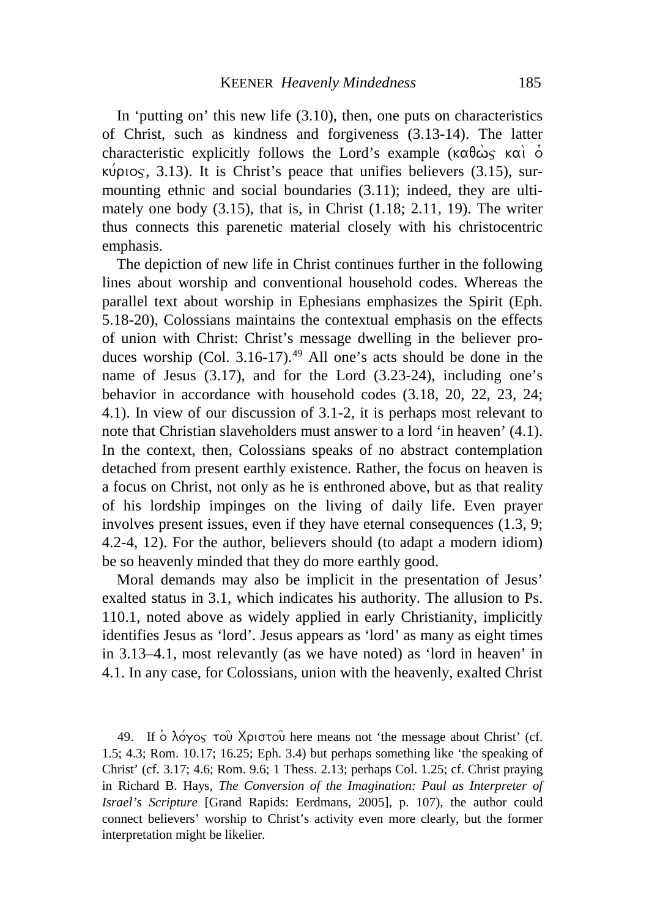In 'putting on' this new life (3.10), then, one puts on characteristics of Christ, such as kindness and forgiveness (3.13-14). The latter characteristic explicitly follows the Lord's example (καθὼς καὶ ὁ κύριος, 3.13). It is Christ's peace that unifies believers (3.15), surmounting ethnic and social boundaries (3.11); indeed, they are ultimately one body (3.15), that is, in Christ (1.18; 2.11, 19). The writer thus connects this parenetic material closely with his christocentric emphasis.

The depiction of new life in Christ continues further in the following lines about worship and conventional household codes. Whereas the parallel text about worship in Ephesians emphasizes the Spirit (Eph. 5.18-20), Colossians maintains the contextual emphasis on the effects of union with Christ: Christ's message dwelling in the believer produces worship (Col. 3.16-17).[49] All one's acts should be done in the name of Jesus (3.17), and for the Lord (3.23-24), including one's behavior in accordance with household codes (3.18, 20, 22, 23, 24; 4.1). In view of our discussion of 3.1-2, it is perhaps most relevant to note that Christian slaveholders must answer to a lord 'in heaven' (4.1). In the context, then, Colossians speaks of no abstract contemplation detached from present earthly existence. Rather, the focus on heaven is a focus on Christ, not only as he is enthroned above, but as that reality of his lordship impinges on the living of daily life. Even prayer involves present issues, even if they have eternal consequences (1.3, 9; 4.2-4, 12). For the author, believers should (to adapt a modern idiom) be so heavenly minded that they do more earthly good.

Moral demands may also be implicit in the presentation of Jesus' exalted status in 3.1, which indicates his authority. The allusion to Ps. 110.1, noted above as widely applied in early Christianity, implicitly identifies Jesus as 'lord'. Jesus appears as 'lord' as many as eight times in 3.13–4.1, most relevantly (as we have noted) as 'lord in heaven' in 4.1. In any case, for Colossians, union with the heavenly, exalted Christ

49. If ὁ λόγος τοῦ Χριστοῦ here means not 'the message about Christ' (cf. 1.5; 4.3; Rom. 10.17; 16.25; Eph. 3.4) but perhaps something like 'the speaking of Christ' (cf. 3.17; 4.6; Rom. 9.6; 1 Thess. 2.13; perhaps Col. 1.25; cf. Christ praying in Richard B. Hays, *The Conversion of the Imagination: Paul as Interpreter of Israel's Scripture* [Grand Rapids: Eerdmans, 2005], p. 107), the author could connect believers' worship to Christ's activity even more clearly, but the former interpretation might be likelier.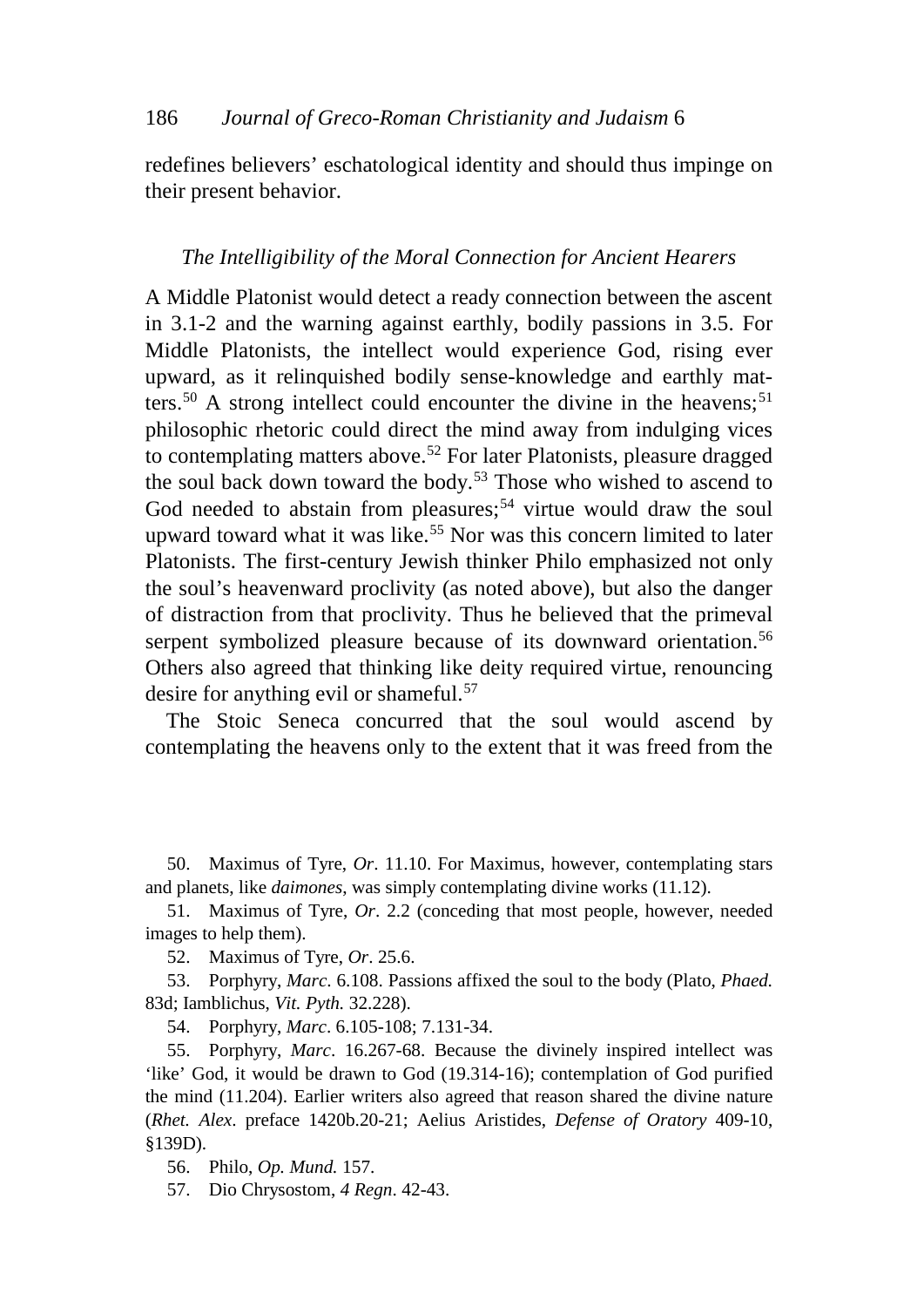redefines believers' eschatological identity and should thus impinge on their present behavior.

### *The Intelligibility of the Moral Connection for Ancient Hearers*

A Middle Platonist would detect a ready connection between the ascent in 3.1-2 and the warning against earthly, bodily passions in 3.5. For Middle Platonists, the intellect would experience God, rising ever upward, as it relinquished bodily sense-knowledge and earthly matters.[50] A strong intellect could encounter the divine in the heavens;[51] philosophic rhetoric could direct the mind away from indulging vices to contemplating matters above.[52] For later Platonists, pleasure dragged the soul back down toward the body.[53] Those who wished to ascend to God needed to abstain from pleasures;[54] virtue would draw the soul upward toward what it was like.[55] Nor was this concern limited to later Platonists. The first-century Jewish thinker Philo emphasized not only the soul's heavenward proclivity (as noted above), but also the danger of distraction from that proclivity. Thus he believed that the primeval serpent symbolized pleasure because of its downward orientation.[56] Others also agreed that thinking like deity required virtue, renouncing desire for anything evil or shameful.[57]

The Stoic Seneca concurred that the soul would ascend by contemplating the heavens only to the extent that it was freed from the

50. Maximus of Tyre, *Or*. 11.10. For Maximus, however, contemplating stars and planets, like *daimones*, was simply contemplating divine works (11.12).

51. Maximus of Tyre, *Or*. 2.2 (conceding that most people, however, needed images to help them).

52. Maximus of Tyre, *Or*. 25.6.

53. Porphyry, *Marc*. 6.108. Passions affixed the soul to the body (Plato, *Phaed.* 83d; Iamblichus, *Vit. Pyth.* 32.228).

54. Porphyry, *Marc*. 6.105-108; 7.131-34.

55. Porphyry, *Marc*. 16.267-68. Because the divinely inspired intellect was 'like' God, it would be drawn to God (19.314-16); contemplation of God purified the mind (11.204). Earlier writers also agreed that reason shared the divine nature (*Rhet. Alex*. preface 1420b.20-21; Aelius Aristides, *Defense of Oratory* 409-10, §139D).

56. Philo, *Op. Mund.* 157.

57. Dio Chrysostom, *4 Regn*. 42-43.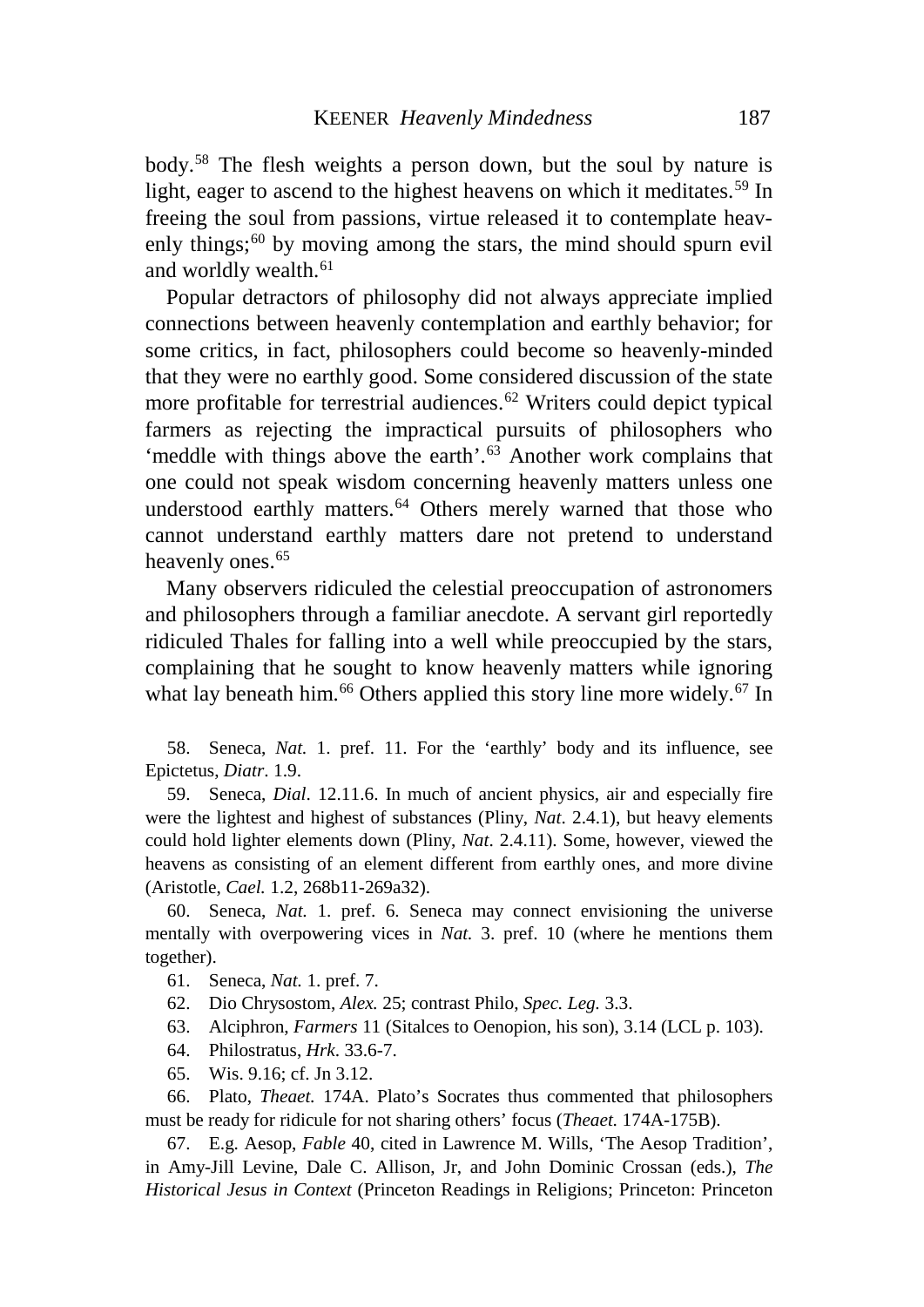body.[58] The flesh weights a person down, but the soul by nature is light, eager to ascend to the highest heavens on which it meditates.[59] In freeing the soul from passions, virtue released it to contemplate heavenly things;[60] by moving among the stars, the mind should spurn evil and worldly wealth.[61]

Popular detractors of philosophy did not always appreciate implied connections between heavenly contemplation and earthly behavior; for some critics, in fact, philosophers could become so heavenly-minded that they were no earthly good. Some considered discussion of the state more profitable for terrestrial audiences.[62] Writers could depict typical farmers as rejecting the impractical pursuits of philosophers who 'meddle with things above the earth'.[63] Another work complains that one could not speak wisdom concerning heavenly matters unless one understood earthly matters.[64] Others merely warned that those who cannot understand earthly matters dare not pretend to understand heavenly ones.[65]

Many observers ridiculed the celestial preoccupation of astronomers and philosophers through a familiar anecdote. A servant girl reportedly ridiculed Thales for falling into a well while preoccupied by the stars, complaining that he sought to know heavenly matters while ignoring what lay beneath him.[66] Others applied this story line more widely.[67] In

58. Seneca, *Nat.* 1. pref. 11. For the 'earthly' body and its influence, see Epictetus, *Diatr*. 1.9.

59. Seneca, *Dial*. 12.11.6. In much of ancient physics, air and especially fire were the lightest and highest of substances (Pliny, *Nat*. 2.4.1), but heavy elements could hold lighter elements down (Pliny, *Nat*. 2.4.11). Some, however, viewed the heavens as consisting of an element different from earthly ones, and more divine (Aristotle, *Cael.* 1.2, 268b11-269a32).

60. Seneca, *Nat.* 1. pref. 6. Seneca may connect envisioning the universe mentally with overpowering vices in *Nat.* 3. pref. 10 (where he mentions them together).

61. Seneca, *Nat.* 1. pref. 7.

62. Dio Chrysostom, *Alex.* 25; contrast Philo, *Spec. Leg.* 3.3.

63. Alciphron, *Farmers* 11 (Sitalces to Oenopion, his son), 3.14 (LCL p. 103).

64. Philostratus, *Hrk*. 33.6-7.

65. Wis. 9.16; cf. Jn 3.12.

66. Plato, *Theaet.* 174A. Plato's Socrates thus commented that philosophers must be ready for ridicule for not sharing others' focus (*Theaet.* 174A-175B).

67. E.g. Aesop, *Fable* 40, cited in Lawrence M. Wills, 'The Aesop Tradition', in Amy-Jill Levine, Dale C. Allison, Jr, and John Dominic Crossan (eds.), *The Historical Jesus in Context* (Princeton Readings in Religions; Princeton: Princeton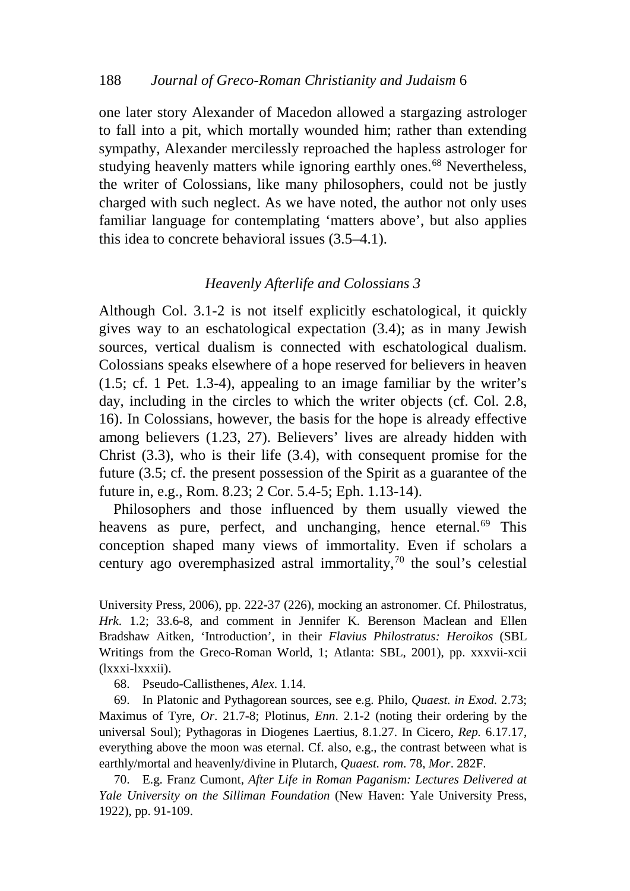one later story Alexander of Macedon allowed a stargazing astrologer to fall into a pit, which mortally wounded him; rather than extending sympathy, Alexander mercilessly reproached the hapless astrologer for studying heavenly matters while ignoring earthly ones.[68] Nevertheless, the writer of Colossians, like many philosophers, could not be justly charged with such neglect. As we have noted, the author not only uses familiar language for contemplating 'matters above', but also applies this idea to concrete behavioral issues (3.5–4.1).

### *Heavenly Afterlife and Colossians 3*

Although Col. 3.1-2 is not itself explicitly eschatological, it quickly gives way to an eschatological expectation (3.4); as in many Jewish sources, vertical dualism is connected with eschatological dualism. Colossians speaks elsewhere of a hope reserved for believers in heaven (1.5; cf. 1 Pet. 1.3-4), appealing to an image familiar by the writer's day, including in the circles to which the writer objects (cf. Col. 2.8, 16). In Colossians, however, the basis for the hope is already effective among believers (1.23, 27). Believers' lives are already hidden with Christ (3.3), who is their life (3.4), with consequent promise for the future (3.5; cf. the present possession of the Spirit as a guarantee of the future in, e.g., Rom. 8.23; 2 Cor. 5.4-5; Eph. 1.13-14).

Philosophers and those influenced by them usually viewed the heavens as pure, perfect, and unchanging, hence eternal.[69] This conception shaped many views of immortality. Even if scholars a century ago overemphasized astral immortality,[70] the soul's celestial

University Press, 2006), pp. 222-37 (226), mocking an astronomer. Cf. Philostratus, *Hrk*. 1.2; 33.6-8, and comment in Jennifer K. Berenson Maclean and Ellen Bradshaw Aitken, 'Introduction', in their *Flavius Philostratus: Heroikos* (SBL Writings from the Greco-Roman World, 1; Atlanta: SBL, 2001), pp. xxxvii-xcii (lxxxi-lxxxii).

68. Pseudo-Callisthenes, *Alex*. 1.14.

69. In Platonic and Pythagorean sources, see e.g. Philo, *Quaest. in Exod.* 2.73; Maximus of Tyre, *Or*. 21.7-8; Plotinus, *Enn*. 2.1-2 (noting their ordering by the universal Soul); Pythagoras in Diogenes Laertius, 8.1.27. In Cicero, *Rep.* 6.17.17, everything above the moon was eternal. Cf. also, e.g., the contrast between what is earthly/mortal and heavenly/divine in Plutarch, *Quaest. rom*. 78, *Mor*. 282F.

70. E.g. Franz Cumont, *After Life in Roman Paganism: Lectures Delivered at Yale University on the Silliman Foundation* (New Haven: Yale University Press, 1922), pp. 91-109.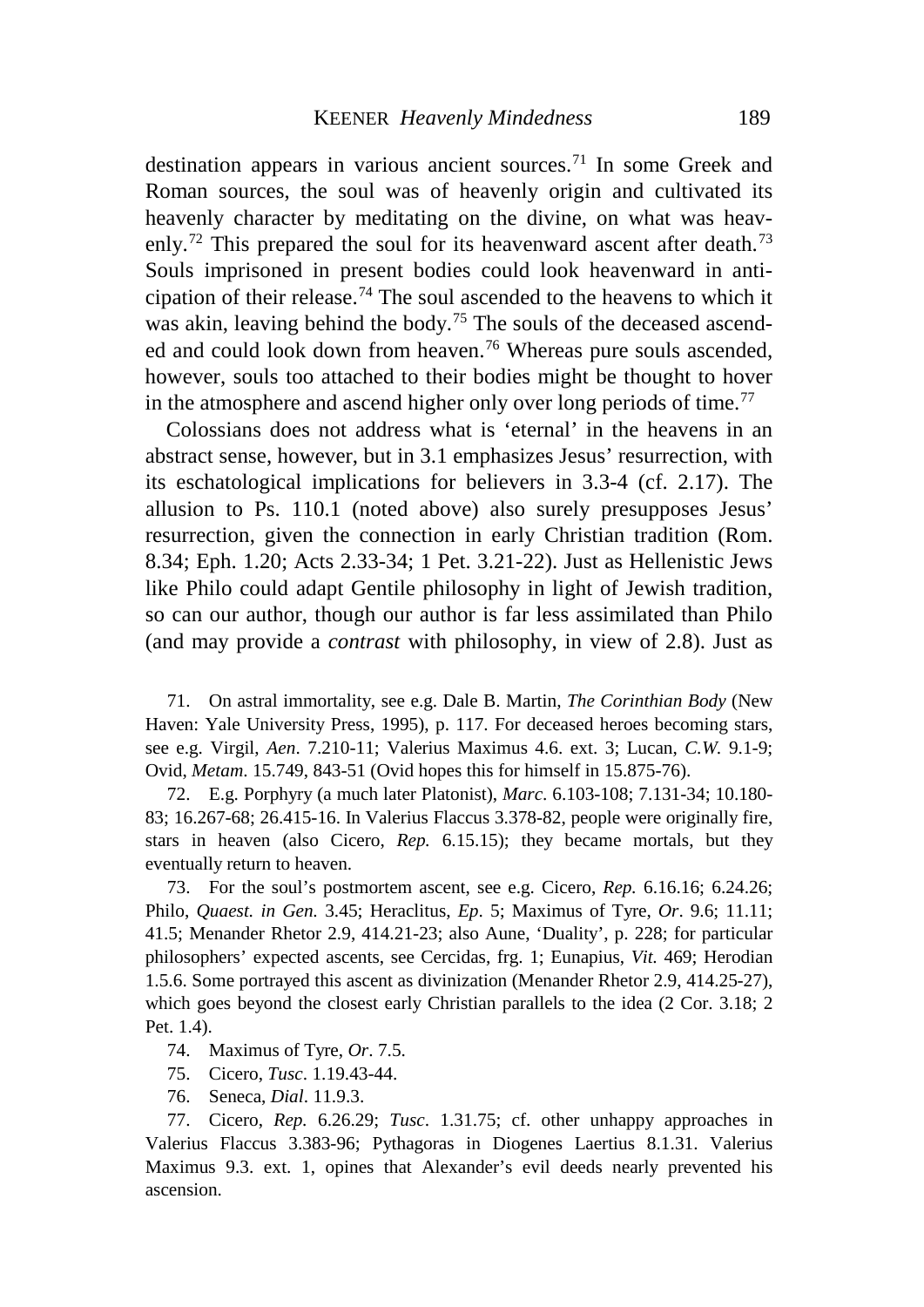destination appears in various ancient sources.[71] In some Greek and Roman sources, the soul was of heavenly origin and cultivated its heavenly character by meditating on the divine, on what was heavenly.[72] This prepared the soul for its heavenward ascent after death.[73] Souls imprisoned in present bodies could look heavenward in anticipation of their release.[74] The soul ascended to the heavens to which it was akin, leaving behind the body.[75] The souls of the deceased ascended and could look down from heaven.[76] Whereas pure souls ascended, however, souls too attached to their bodies might be thought to hover in the atmosphere and ascend higher only over long periods of time.[77]

Colossians does not address what is 'eternal' in the heavens in an abstract sense, however, but in 3.1 emphasizes Jesus' resurrection, with its eschatological implications for believers in 3.3-4 (cf. 2.17). The allusion to Ps. 110.1 (noted above) also surely presupposes Jesus' resurrection, given the connection in early Christian tradition (Rom. 8.34; Eph. 1.20; Acts 2.33-34; 1 Pet. 3.21-22). Just as Hellenistic Jews like Philo could adapt Gentile philosophy in light of Jewish tradition, so can our author, though our author is far less assimilated than Philo (and may provide a *contrast* with philosophy, in view of 2.8). Just as

71. On astral immortality, see e.g. Dale B. Martin, *The Corinthian Body* (New Haven: Yale University Press, 1995), p. 117. For deceased heroes becoming stars, see e.g. Virgil, *Aen*. 7.210-11; Valerius Maximus 4.6. ext. 3; Lucan, *C.W.* 9.1-9; Ovid, *Metam*. 15.749, 843-51 (Ovid hopes this for himself in 15.875-76).

72. E.g. Porphyry (a much later Platonist), *Marc*. 6.103-108; 7.131-34; 10.180-83; 16.267-68; 26.415-16. In Valerius Flaccus 3.378-82, people were originally fire, stars in heaven (also Cicero, *Rep.* 6.15.15); they became mortals, but they eventually return to heaven.

73. For the soul's postmortem ascent, see e.g. Cicero, *Rep.* 6.16.16; 6.24.26; Philo, *Quaest. in Gen.* 3.45; Heraclitus, *Ep*. 5; Maximus of Tyre, *Or*. 9.6; 11.11; 41.5; Menander Rhetor 2.9, 414.21-23; also Aune, 'Duality', p. 228; for particular philosophers' expected ascents, see Cercidas, frg. 1; Eunapius, *Vit.* 469; Herodian 1.5.6. Some portrayed this ascent as divinization (Menander Rhetor 2.9, 414.25-27), which goes beyond the closest early Christian parallels to the idea (2 Cor. 3.18; 2 Pet. 1.4).

74. Maximus of Tyre, *Or*. 7.5.

75. Cicero, *Tusc*. 1.19.43-44.

76. Seneca, *Dial*. 11.9.3.

77. Cicero, *Rep.* 6.26.29; *Tusc*. 1.31.75; cf. other unhappy approaches in Valerius Flaccus 3.383-96; Pythagoras in Diogenes Laertius 8.1.31. Valerius Maximus 9.3. ext. 1, opines that Alexander's evil deeds nearly prevented his ascension.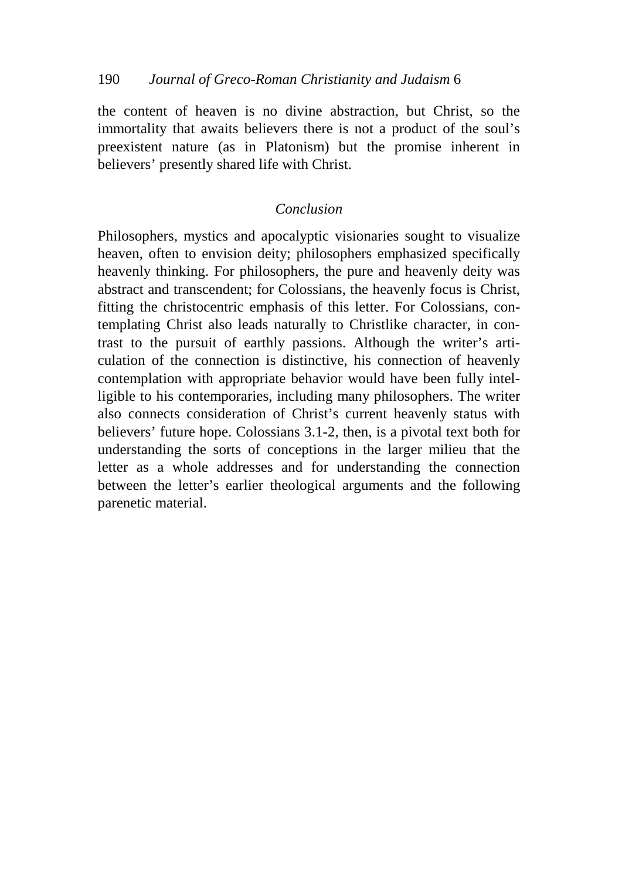the content of heaven is no divine abstraction, but Christ, so the immortality that awaits believers there is not a product of the soul's preexistent nature (as in Platonism) but the promise inherent in believers' presently shared life with Christ.

## *Conclusion*

Philosophers, mystics and apocalyptic visionaries sought to visualize heaven, often to envision deity; philosophers emphasized specifically heavenly thinking. For philosophers, the pure and heavenly deity was abstract and transcendent; for Colossians, the heavenly focus is Christ, fitting the christocentric emphasis of this letter. For Colossians, contemplating Christ also leads naturally to Christlike character, in contrast to the pursuit of earthly passions. Although the writer's articulation of the connection is distinctive, his connection of heavenly contemplation with appropriate behavior would have been fully intelligible to his contemporaries, including many philosophers. The writer also connects consideration of Christ's current heavenly status with believers' future hope. Colossians 3.1-2, then, is a pivotal text both for understanding the sorts of conceptions in the larger milieu that the letter as a whole addresses and for understanding the connection between the letter's earlier theological arguments and the following parenetic material.